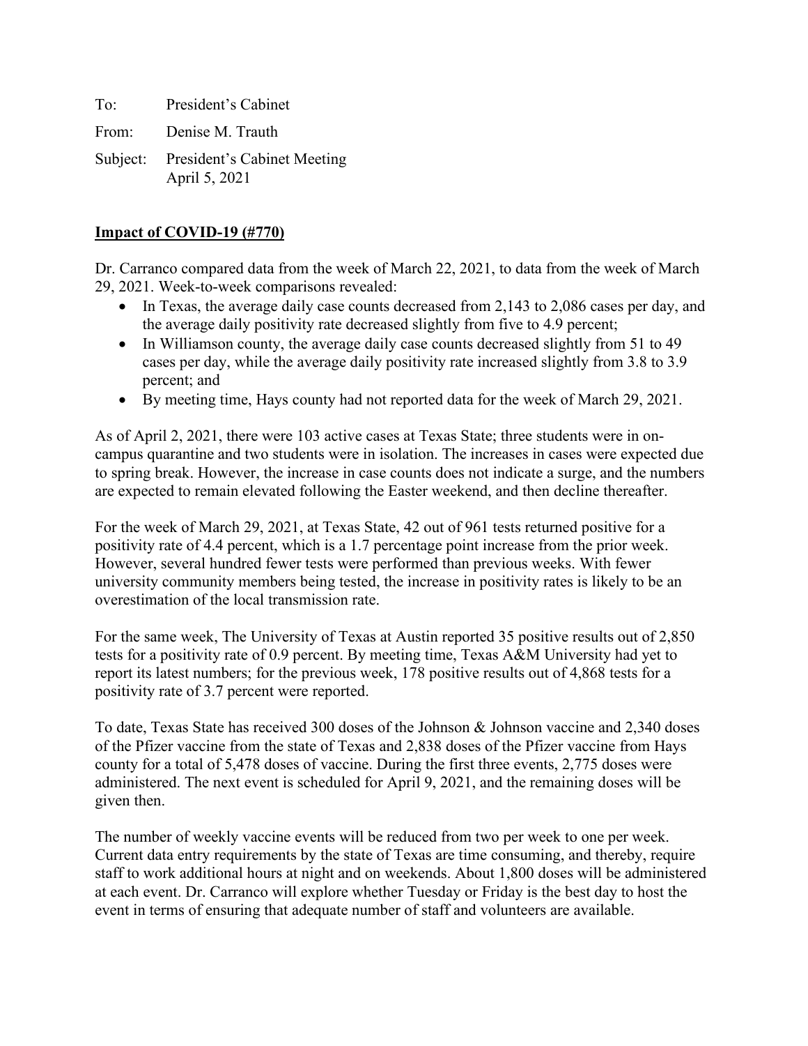To: President's Cabinet

From: Denise M. Trauth

Subject: President's Cabinet Meeting
April 5, 2021

**Impact of COVID-19 (#770)**

Dr. Carranco compared data from the week of March 22, 2021, to data from the week of March 29, 2021. Week-to-week comparisons revealed:

- In Texas, the average daily case counts decreased from 2,143 to 2,086 cases per day, and the average daily positivity rate decreased slightly from five to 4.9 percent;
- In Williamson county, the average daily case counts decreased slightly from 51 to 49 cases per day, while the average daily positivity rate increased slightly from 3.8 to 3.9 percent; and
- By meeting time, Hays county had not reported data for the week of March 29, 2021.

As of April 2, 2021, there were 103 active cases at Texas State; three students were in on-campus quarantine and two students were in isolation. The increases in cases were expected due to spring break. However, the increase in case counts does not indicate a surge, and the numbers are expected to remain elevated following the Easter weekend, and then decline thereafter.

For the week of March 29, 2021, at Texas State, 42 out of 961 tests returned positive for a positivity rate of 4.4 percent, which is a 1.7 percentage point increase from the prior week. However, several hundred fewer tests were performed than previous weeks. With fewer university community members being tested, the increase in positivity rates is likely to be an overestimation of the local transmission rate.

For the same week, The University of Texas at Austin reported 35 positive results out of 2,850 tests for a positivity rate of 0.9 percent. By meeting time, Texas A&M University had yet to report its latest numbers; for the previous week, 178 positive results out of 4,868 tests for a positivity rate of 3.7 percent were reported.

To date, Texas State has received 300 doses of the Johnson & Johnson vaccine and 2,340 doses of the Pfizer vaccine from the state of Texas and 2,838 doses of the Pfizer vaccine from Hays county for a total of 5,478 doses of vaccine. During the first three events, 2,775 doses were administered. The next event is scheduled for April 9, 2021, and the remaining doses will be given then.

The number of weekly vaccine events will be reduced from two per week to one per week. Current data entry requirements by the state of Texas are time consuming, and thereby, require staff to work additional hours at night and on weekends. About 1,800 doses will be administered at each event. Dr. Carranco will explore whether Tuesday or Friday is the best day to host the event in terms of ensuring that adequate number of staff and volunteers are available.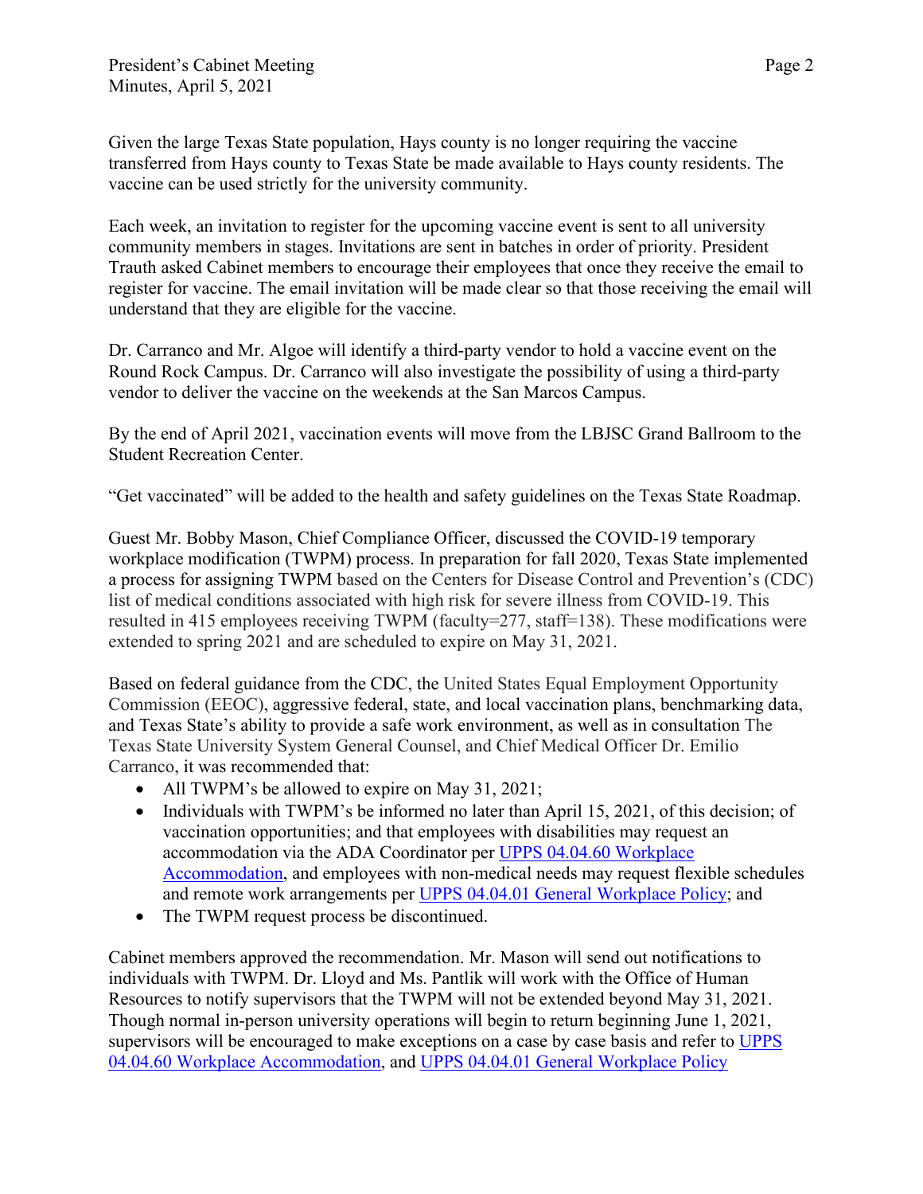Given the large Texas State population, Hays county is no longer requiring the vaccine transferred from Hays county to Texas State be made available to Hays county residents. The vaccine can be used strictly for the university community.

Each week, an invitation to register for the upcoming vaccine event is sent to all university community members in stages. Invitations are sent in batches in order of priority. President Trauth asked Cabinet members to encourage their employees that once they receive the email to register for vaccine. The email invitation will be made clear so that those receiving the email will understand that they are eligible for the vaccine.

Dr. Carranco and Mr. Algoe will identify a third-party vendor to hold a vaccine event on the Round Rock Campus. Dr. Carranco will also investigate the possibility of using a third-party vendor to deliver the vaccine on the weekends at the San Marcos Campus.

By the end of April 2021, vaccination events will move from the LBJSC Grand Ballroom to the Student Recreation Center.

"Get vaccinated" will be added to the health and safety guidelines on the Texas State Roadmap.

Guest Mr. Bobby Mason, Chief Compliance Officer, discussed the COVID-19 temporary workplace modification (TWPM) process. In preparation for fall 2020, Texas State implemented a process for assigning TWPM based on the Centers for Disease Control and Prevention's (CDC) list of medical conditions associated with high risk for severe illness from COVID-19. This resulted in 415 employees receiving TWPM (faculty=277, staff=138). These modifications were extended to spring 2021 and are scheduled to expire on May 31, 2021.

Based on federal guidance from the CDC, the United States Equal Employment Opportunity Commission (EEOC), aggressive federal, state, and local vaccination plans, benchmarking data, and Texas State's ability to provide a safe work environment, as well as in consultation The Texas State University System General Counsel, and Chief Medical Officer Dr. Emilio Carranco, it was recommended that:

- All TWPM's be allowed to expire on May 31, 2021;
- Individuals with TWPM's be informed no later than April 15, 2021, of this decision; of vaccination opportunities; and that employees with disabilities may request an accommodation via the ADA Coordinator per UPPS 04.04.60 Workplace Accommodation, and employees with non-medical needs may request flexible schedules and remote work arrangements per UPPS 04.04.01 General Workplace Policy; and
- The TWPM request process be discontinued.

Cabinet members approved the recommendation. Mr. Mason will send out notifications to individuals with TWPM. Dr. Lloyd and Ms. Pantlik will work with the Office of Human Resources to notify supervisors that the TWPM will not be extended beyond May 31, 2021. Though normal in-person university operations will begin to return beginning June 1, 2021, supervisors will be encouraged to make exceptions on a case by case basis and refer to UPPS 04.04.60 Workplace Accommodation, and UPPS 04.04.01 General Workplace Policy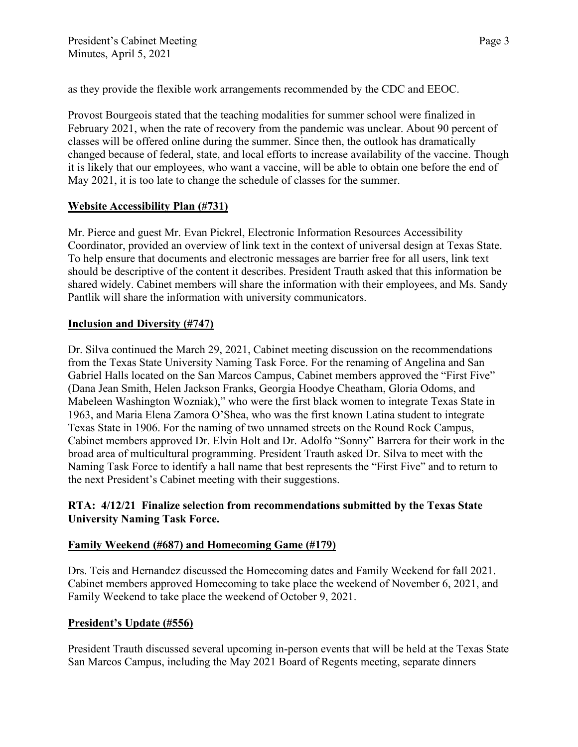as they provide the flexible work arrangements recommended by the CDC and EEOC.

Provost Bourgeois stated that the teaching modalities for summer school were finalized in February 2021, when the rate of recovery from the pandemic was unclear. About 90 percent of classes will be offered online during the summer. Since then, the outlook has dramatically changed because of federal, state, and local efforts to increase availability of the vaccine. Though it is likely that our employees, who want a vaccine, will be able to obtain one before the end of May 2021, it is too late to change the schedule of classes for the summer.

**Website Accessibility Plan (#731)**

Mr. Pierce and guest Mr. Evan Pickrel, Electronic Information Resources Accessibility Coordinator, provided an overview of link text in the context of universal design at Texas State. To help ensure that documents and electronic messages are barrier free for all users, link text should be descriptive of the content it describes. President Trauth asked that this information be shared widely. Cabinet members will share the information with their employees, and Ms. Sandy Pantlik will share the information with university communicators.

**Inclusion and Diversity (#747)**

Dr. Silva continued the March 29, 2021, Cabinet meeting discussion on the recommendations from the Texas State University Naming Task Force. For the renaming of Angelina and San Gabriel Halls located on the San Marcos Campus, Cabinet members approved the "First Five" (Dana Jean Smith, Helen Jackson Franks, Georgia Hoodye Cheatham, Gloria Odoms, and Mabeleen Washington Wozniak)," who were the first black women to integrate Texas State in 1963, and Maria Elena Zamora O'Shea, who was the first known Latina student to integrate Texas State in 1906. For the naming of two unnamed streets on the Round Rock Campus, Cabinet members approved Dr. Elvin Holt and Dr. Adolfo "Sonny" Barrera for their work in the broad area of multicultural programming. President Trauth asked Dr. Silva to meet with the Naming Task Force to identify a hall name that best represents the "First Five" and to return to the next President's Cabinet meeting with their suggestions.

**RTA: 4/12/21 Finalize selection from recommendations submitted by the Texas State University Naming Task Force.**

**Family Weekend (#687) and Homecoming Game (#179)**

Drs. Teis and Hernandez discussed the Homecoming dates and Family Weekend for fall 2021. Cabinet members approved Homecoming to take place the weekend of November 6, 2021, and Family Weekend to take place the weekend of October 9, 2021.

**President's Update (#556)**

President Trauth discussed several upcoming in-person events that will be held at the Texas State San Marcos Campus, including the May 2021 Board of Regents meeting, separate dinners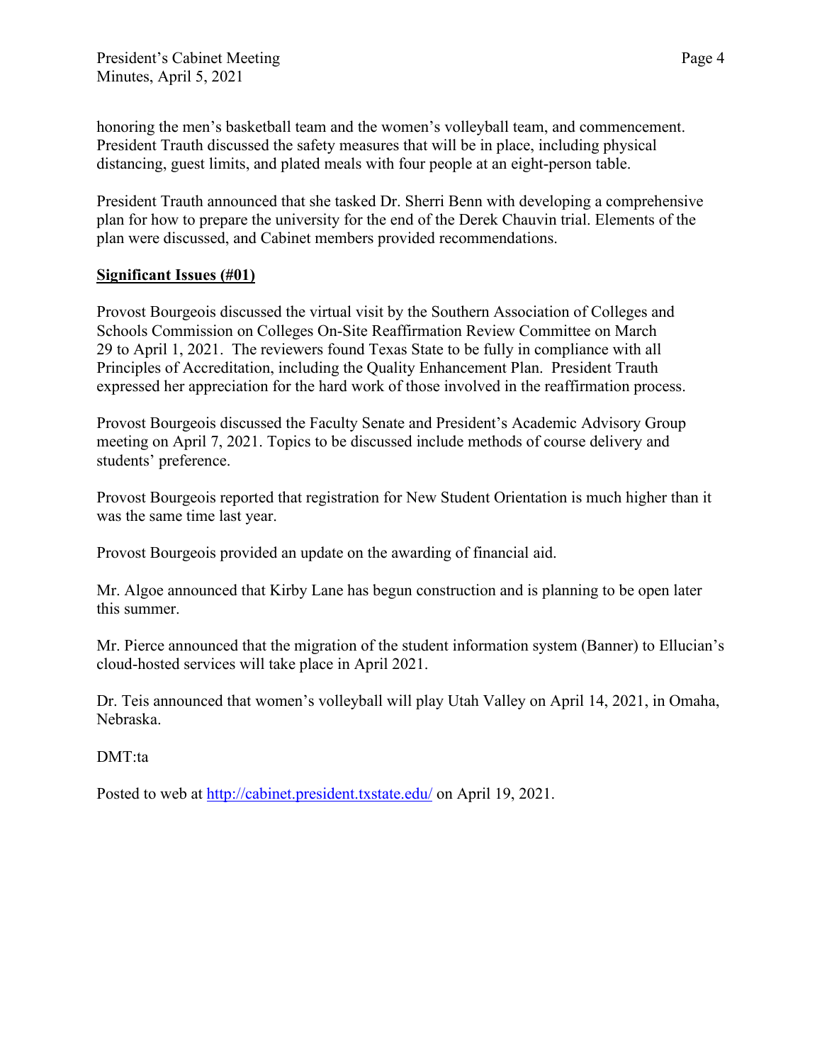honoring the men's basketball team and the women's volleyball team, and commencement. President Trauth discussed the safety measures that will be in place, including physical distancing, guest limits, and plated meals with four people at an eight-person table.

President Trauth announced that she tasked Dr. Sherri Benn with developing a comprehensive plan for how to prepare the university for the end of the Derek Chauvin trial. Elements of the plan were discussed, and Cabinet members provided recommendations.

**Significant Issues (#01)**

Provost Bourgeois discussed the virtual visit by the Southern Association of Colleges and Schools Commission on Colleges On-Site Reaffirmation Review Committee on March 29 to April 1, 2021. The reviewers found Texas State to be fully in compliance with all Principles of Accreditation, including the Quality Enhancement Plan. President Trauth expressed her appreciation for the hard work of those involved in the reaffirmation process.

Provost Bourgeois discussed the Faculty Senate and President's Academic Advisory Group meeting on April 7, 2021. Topics to be discussed include methods of course delivery and students' preference.

Provost Bourgeois reported that registration for New Student Orientation is much higher than it was the same time last year.

Provost Bourgeois provided an update on the awarding of financial aid.

Mr. Algoe announced that Kirby Lane has begun construction and is planning to be open later this summer.

Mr. Pierce announced that the migration of the student information system (Banner) to Ellucian's cloud-hosted services will take place in April 2021.

Dr. Teis announced that women's volleyball will play Utah Valley on April 14, 2021, in Omaha, Nebraska.

DMT:ta

Posted to web at http://cabinet.president.txstate.edu/ on April 19, 2021.